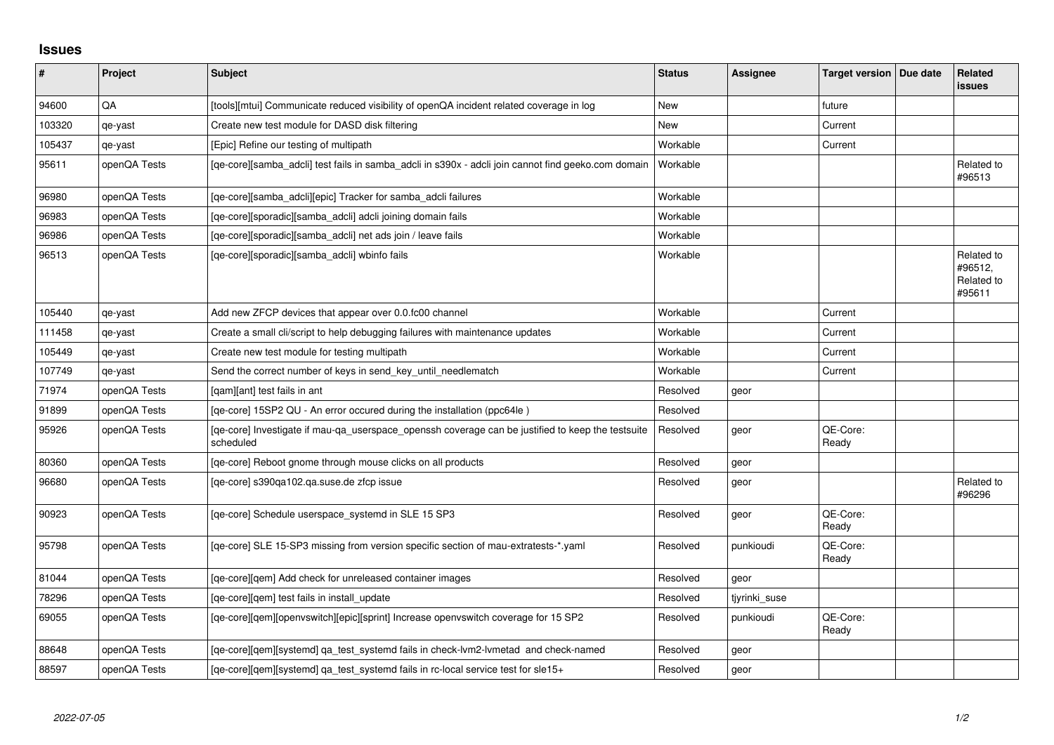## Issues

| # | Project | Subject | Status | Assignee | Target version | Due date | Related issues |
|---|---|---|---|---|---|---|---|
| 94600 | QA | [tools][mtui] Communicate reduced visibility of openQA incident related coverage in log | New | | future | | |
| 103320 | qe-yast | Create new test module for DASD disk filtering | New | | Current | | |
| 105437 | qe-yast | [Epic] Refine our testing of multipath | Workable | | Current | | |
| 95611 | openQA Tests | [qe-core][samba_adcli] test fails in samba_adcli in s390x - adcli join cannot find geeko.com domain | Workable | | | | Related to #96513 |
| 96980 | openQA Tests | [qe-core][samba_adcli][epic] Tracker for samba_adcli failures | Workable | | | | |
| 96983 | openQA Tests | [qe-core][sporadic][samba_adcli] adcli joining domain fails | Workable | | | | |
| 96986 | openQA Tests | [qe-core][sporadic][samba_adcli] net ads join / leave fails | Workable | | | | |
| 96513 | openQA Tests | [qe-core][sporadic][samba_adcli] wbinfo fails | Workable | | | | Related to #96512, Related to #95611 |
| 105440 | qe-yast | Add new ZFCP devices that appear over 0.0.fc00 channel | Workable | | Current | | |
| 111458 | qe-yast | Create a small cli/script to help debugging failures with maintenance updates | Workable | | Current | | |
| 105449 | qe-yast | Create new test module for testing multipath | Workable | | Current | | |
| 107749 | qe-yast | Send the correct number of keys in send_key_until_needlematch | Workable | | Current | | |
| 71974 | openQA Tests | [qam][ant] test fails in ant | Resolved | geor | | | |
| 91899 | openQA Tests | [qe-core] 15SP2 QU - An error occured during the installation (ppc64le ) | Resolved | | | | |
| 95926 | openQA Tests | [qe-core] Investigate if mau-qa_userspace_openssh coverage can be justified to keep the testsuite scheduled | Resolved | geor | QE-Core: Ready | | |
| 80360 | openQA Tests | [qe-core] Reboot gnome through mouse clicks on all products | Resolved | geor | | | |
| 96680 | openQA Tests | [qe-core] s390qa102.qa.suse.de zfcp issue | Resolved | geor | | | Related to #96296 |
| 90923 | openQA Tests | [qe-core] Schedule userspace_systemd in SLE 15 SP3 | Resolved | geor | QE-Core: Ready | | |
| 95798 | openQA Tests | [qe-core] SLE 15-SP3 missing from version specific section of mau-extratests-*.yaml | Resolved | punkioudi | QE-Core: Ready | | |
| 81044 | openQA Tests | [qe-core][qem] Add check for unreleased container images | Resolved | geor | | | |
| 78296 | openQA Tests | [qe-core][qem] test fails in install_update | Resolved | tjyrinki_suse | | | |
| 69055 | openQA Tests | [qe-core][qem][openvswitch][epic][sprint] Increase openvswitch coverage for 15 SP2 | Resolved | punkioudi | QE-Core: Ready | | |
| 88648 | openQA Tests | [qe-core][qem][systemd] qa_test_systemd fails in check-lvm2-lvmetad and check-named | Resolved | geor | | | |
| 88597 | openQA Tests | [qe-core][qem][systemd] qa_test_systemd fails in rc-local service test for sle15+ | Resolved | geor | | | |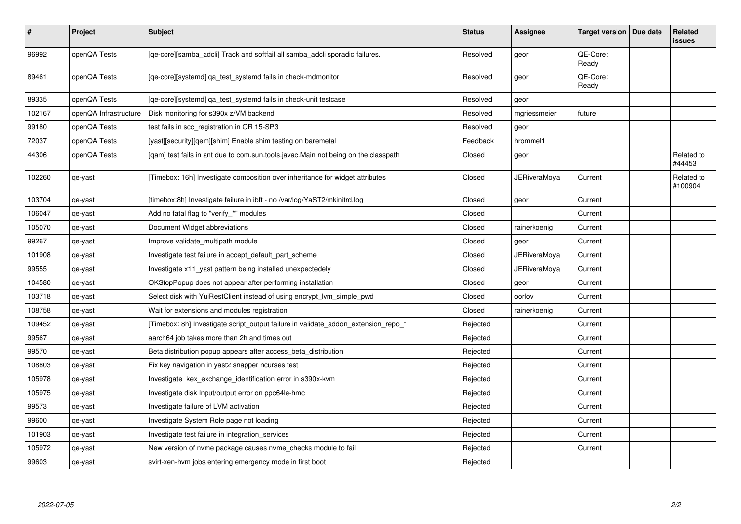| # | Project | Subject | Status | Assignee | Target version | Due date | Related issues |
|---|---|---|---|---|---|---|---|
| 96992 | openQA Tests | [qe-core][samba_adcli] Track and softfail all samba_adcli sporadic failures. | Resolved | geor | QE-Core: Ready | | |
| 89461 | openQA Tests | [qe-core][systemd] qa_test_systemd fails in check-mdmonitor | Resolved | geor | QE-Core: Ready | | |
| 89335 | openQA Tests | [qe-core][systemd] qa_test_systemd fails in check-unit testcase | Resolved | geor | | | |
| 102167 | openQA Infrastructure | Disk monitoring for s390x z/VM backend | Resolved | mgriessmeier | future | | |
| 99180 | openQA Tests | test fails in scc_registration in QR 15-SP3 | Resolved | geor | | | |
| 72037 | openQA Tests | [yast][security][qem][shim] Enable shim testing on baremetal | Feedback | hrommel1 | | | |
| 44306 | openQA Tests | [qam] test fails in ant due to com.sun.tools.javac.Main not being on the classpath | Closed | geor | | | Related to #44453 |
| 102260 | qe-yast | [Timebox: 16h] Investigate composition over inheritance for widget attributes | Closed | JERiveraMoya | Current | | Related to #100904 |
| 103704 | qe-yast | [timebox:8h] Investigate failure in ibft - no /var/log/YaST2/mkinitrd.log | Closed | geor | Current | | |
| 106047 | qe-yast | Add no fatal flag to "verify_*" modules | Closed | | Current | | |
| 105070 | qe-yast | Document Widget abbreviations | Closed | rainerkoenig | Current | | |
| 99267 | qe-yast | Improve validate_multipath module | Closed | geor | Current | | |
| 101908 | qe-yast | Investigate test failure in accept_default_part_scheme | Closed | JERiveraMoya | Current | | |
| 99555 | qe-yast | Investigate x11_yast pattern being installed unexpectedely | Closed | JERiveraMoya | Current | | |
| 104580 | qe-yast | OKStopPopup does not appear after performing installation | Closed | geor | Current | | |
| 103718 | qe-yast | Select disk with YuiRestClient instead of using encrypt_lvm_simple_pwd | Closed | oorlov | Current | | |
| 108758 | qe-yast | Wait for extensions and modules registration | Closed | rainerkoenig | Current | | |
| 109452 | qe-yast | [Timebox: 8h] Investigate script_output failure in validate_addon_extension_repo_* | Rejected | | Current | | |
| 99567 | qe-yast | aarch64 job takes more than 2h and times out | Rejected | | Current | | |
| 99570 | qe-yast | Beta distribution popup appears after access_beta_distribution | Rejected | | Current | | |
| 108803 | qe-yast | Fix key navigation in yast2 snapper ncurses test | Rejected | | Current | | |
| 105978 | qe-yast | Investigate kex_exchange_identification error in s390x-kvm | Rejected | | Current | | |
| 105975 | qe-yast | Investigate disk Input/output error on ppc64le-hmc | Rejected | | Current | | |
| 99573 | qe-yast | Investigate failure of LVM activation | Rejected | | Current | | |
| 99600 | qe-yast | Investigate System Role page not loading | Rejected | | Current | | |
| 101903 | qe-yast | Investigate test failure in integration_services | Rejected | | Current | | |
| 105972 | qe-yast | New version of nvme package causes nvme_checks module to fail | Rejected | | Current | | |
| 99603 | qe-yast | svirt-xen-hvm jobs entering emergency mode in first boot | Rejected | | | | |